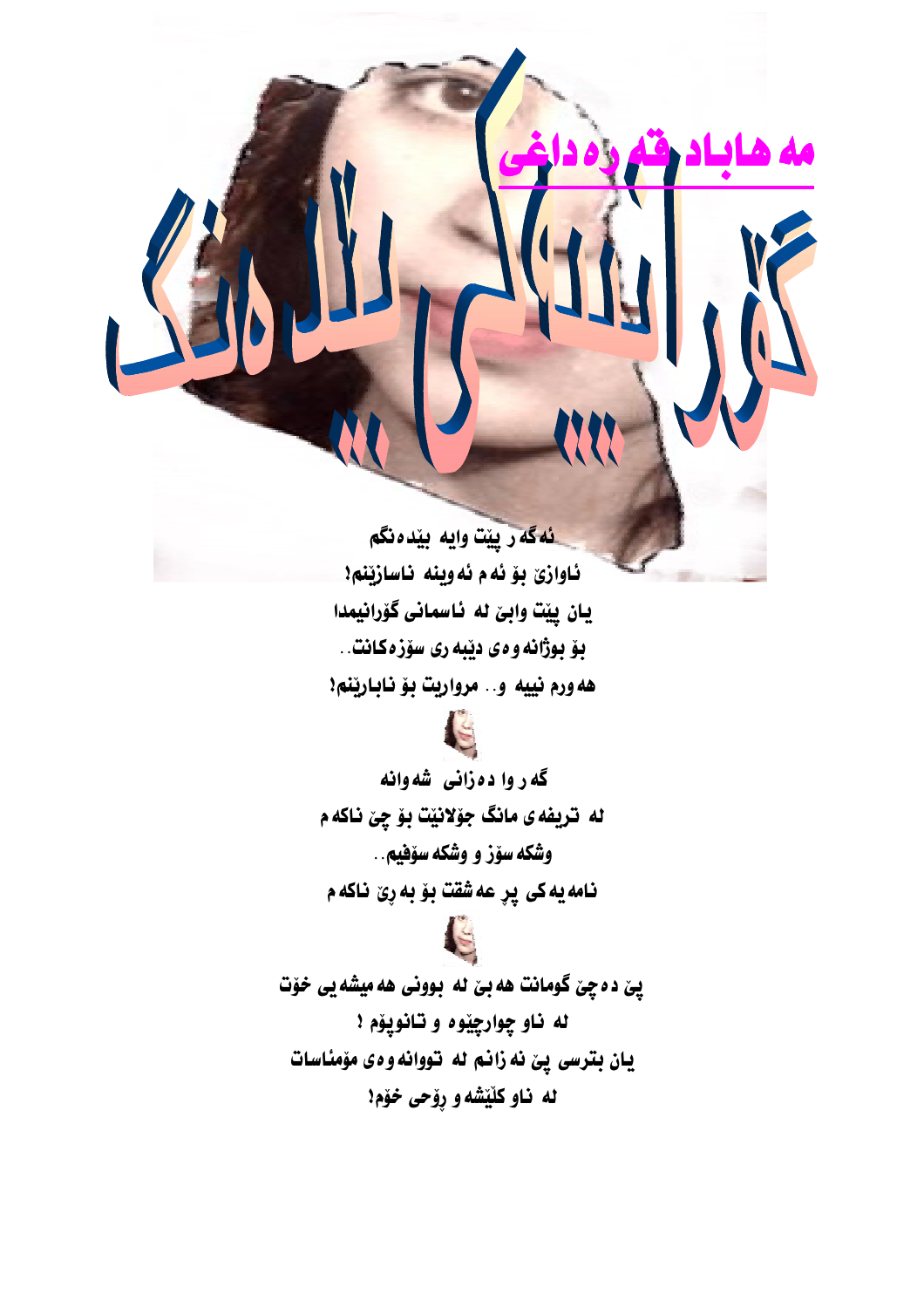# مه هاباد قه ره داغی

# گۆرانییه‌كی بێده‌نگ

ئه‌گه‌ر پێت وایه بێده‌نگم
ئاوازێ بۆ ئه‌م ئه‌وینه ناسازێنم!
یان پێت وابێ له ئاسمانی گۆرانیمدا
بۆ بوژانه‌وه‌ی دێبه‌ری سۆزه‌كانت..
هه‌ورم نییه و.. مرواریت بۆ نابارێنم!

گه‌ر وا ده‌زانی شه‌وانه
له تریفه‌ی مانگ جۆلانێت بۆ چێ ناكه‌م
وشكه‌سۆز و وشكه‌سۆفیم..
نامه‌یه‌كی پڕ عه‌شقت بۆ به‌ڕێ ناكه‌م

پێ ده‌چێ گومانت هه‌بێ له بوونی هه‌میشه‌یی خۆت
له ناو چوارچێوه و تانوپۆم !
یان بترسی پێ نه‌زانم له تووانه‌وه‌ی مۆمئاسات
له ناو كلێشه‌و ڕۆحی خۆم!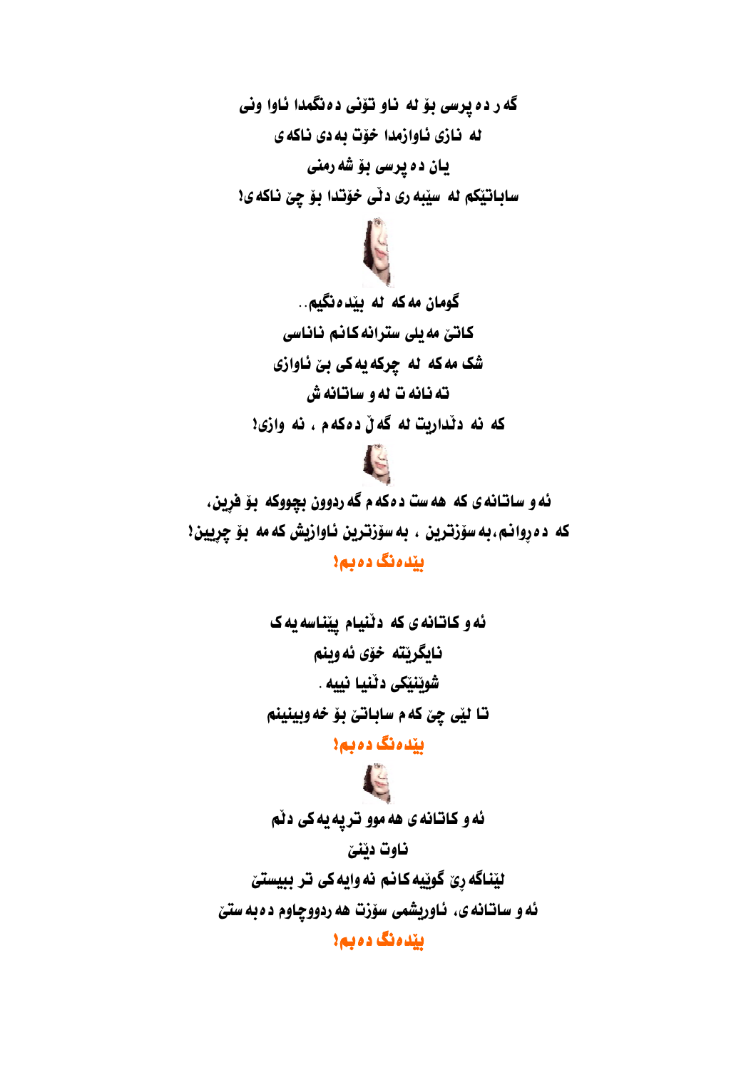گەر دەپرسی بۆ لە ناو تۆنی دەنگمدا ئاوا ونی

لە نازی ئاوازمدا خۆت بەدی ناکەی

یان دەپرسی بۆ شەرمنی

ساباتێکم لە سێبەری دڵی خۆتدا بۆ چێ ناکەی!

گومان مەکە لە بێدەنگیم..

کاتێ مەیلی سترانەکانم ناناسی

شک مەکە لە چرکەیەکی بێ ئاوازی

تەنانەت لەو ساتانەش

کە نە دڵداریت لە گەڵ دەکەم ، نە وازی!

ئەو ساتانەی کە هەست دەکەم گەردوون بچووکە بۆ فرین،

کە دەڕوانم،بەسۆزترین ، بەسۆزترین ئاوازیش کەمە بۆ چریین!

**بێدەنگ دەبم!**

ئەو کاتانەی کە دڵنیام پێناسەیەک

نایگرێتە خۆی ئەوینم

شوێنێکی دڵنیا نییە .

تا لێی چێ کەم ساباتێ بۆ خەوبینینم

**بێدەنگ دەبم!**

ئەو کاتانەی هەموو ترپەیەکی دڵم

ناوت دێنێ

لێناگەڕێ گوێیەکانم نەوایەکی تر ببیستێ

ئەو ساتانەی، ئاوریشمی سۆزت هەردووچاوم دەبەستێ

**بێدەنگ دەبم!**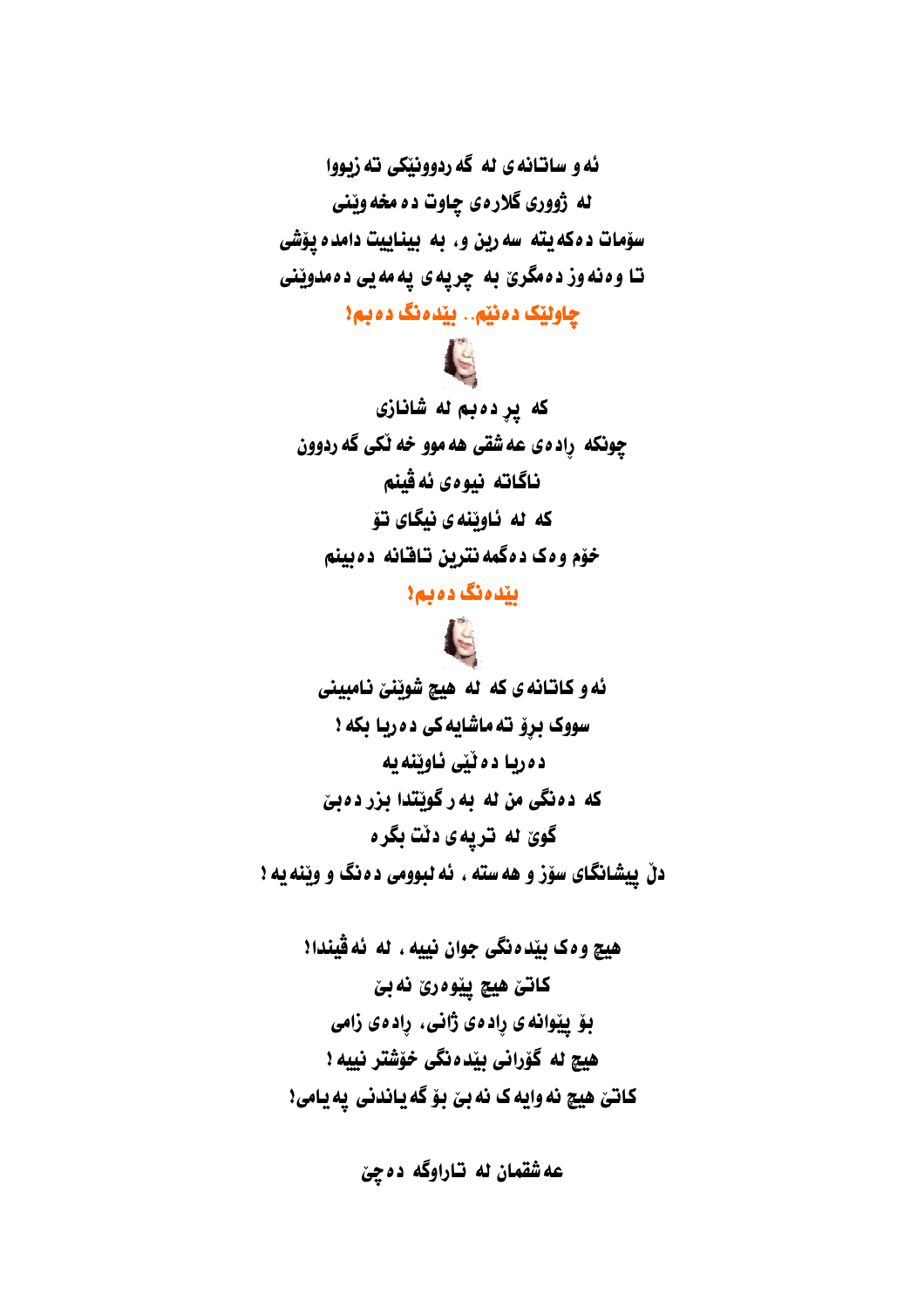ئەو ساتانەی لە گەردوونێکی تەزیووا

لە ژووری گلارەی چاوت دەمخەوێنی

سۆمات دەکەیتە سەرین و، بە بینایيت دامدەپۆشی

تا وەنەوز دەمگرێ بە چرپەی پەمەیی دەمدوێنی

**چاولێک دەنێم.. بێدەنگ دەبم!**

کە پڕ دەبم لە شانازی

چونکە ڕادەی عەشقی هەموو خەڵکی گەردوون

ناگاتە نیوەی ئەڤینم

کە لە ئاوێنەی نیگای تۆ

خۆم وەک دەگمەنترین تاقانە دەبینم

**بێدەنگ دەبم!**

ئەو کاتانەی کە لە هیچ شوێنێ نامبینی

سووک بڕۆ تەماشایەکی دەریا بکە !

دەریا دەڵێ ئاوێنەیە

کە دەنگی من لە بەر گوێتدا بزر دەبێ

گوێ لە ترپەی دڵت بگرە

دڵ پیشانگای سۆز و هەستە ، ئەلبوومی دەنگ و وێنەیە !

هیچ وەک بێدەنگی جوان نییە ، لە ئەڤیندا!

کاتێ هیچ پێوەرێ نەبێ

بۆ پێوانەی ڕادەی ژانی، ڕادەی زامی

هیچ لە گۆرانی بێدەنگی خۆشتر نییە !

کاتێ هیچ نەوایەک نەبێ بۆ گەیاندنی پەیامی!

عەشقمان لە تاراوگە دەچێ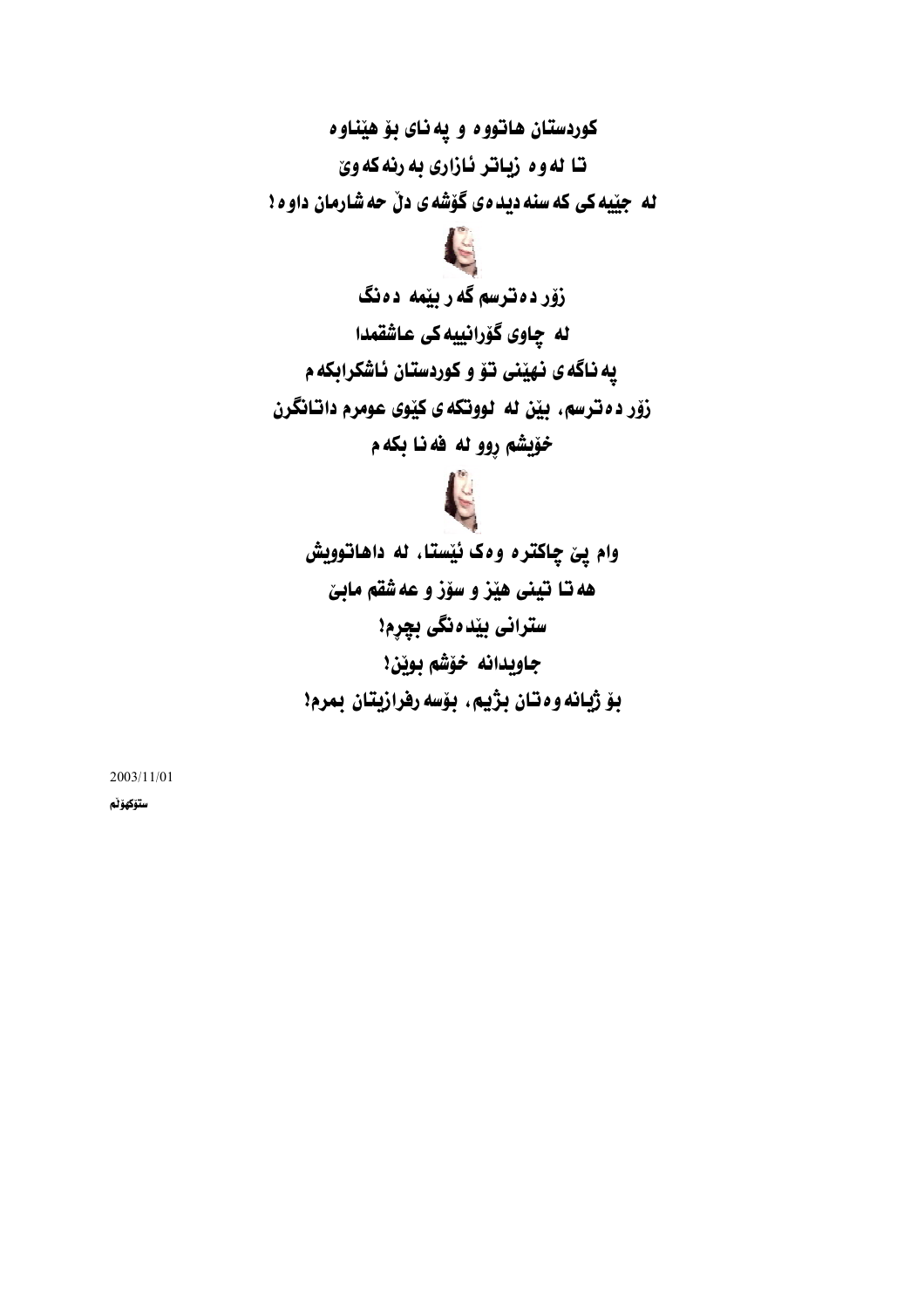کوردستان هاتووه و پەنای بۆ هێناوه

تا لەوه زیاتر ئازاری بەرنەکەوێ

لە جێیەکی کەسنەدیدەی گۆشەی دڵ حەشارمان داوه!

زۆر دەترسم گەر بێمە دەنگ

لە چاوی گۆرانییەکی عاشقمدا

پەناگەی نهێنی تۆ و کوردستان ئاشکرابکەم

زۆر دەترسم، بێن لە لووتکەی کێوی عومرم داتانگرن

خۆیشم ڕوو لە فەنا بکەم

وام پێ چاکترە وەک ئێستا، لە داهاتوویش

هەتا تینی هێز و سۆز و عەشقم مابێ

سترانی بێدەنگی بچڕم!

جاویدانە خۆشم بوێن!

بۆ ژیانەوەتان بژیم، بۆسەرفرازیتان بمرم!

2003/11/01

ستۆکهۆڵم